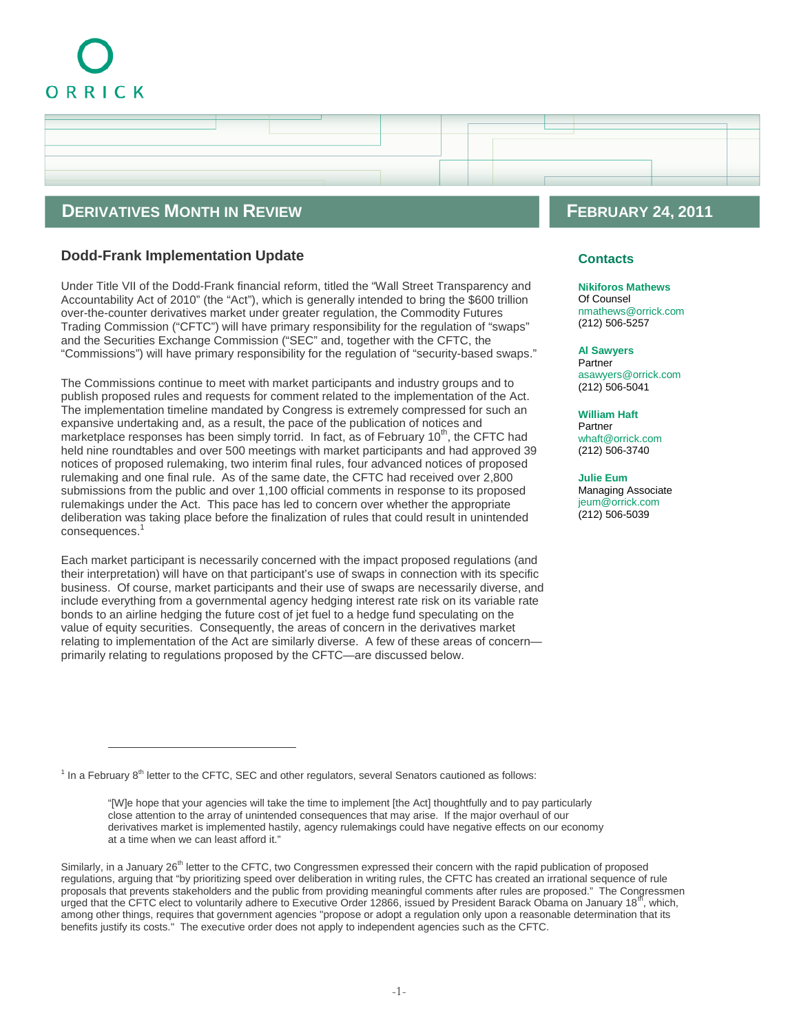ORRICK

# DERIVATIVES MONTH IN REVIEW

## FEBRUARY 24, 2011

## Dodd-Frank Implementation Update

Under Title VII of the Dodd-Frank financial reform, titled the “Wall Street Transparency and Accountability Act of 2010” (the “Act”), which is generally intended to bring the $600 trillion over-the-counter derivatives market under greater regulation, the Commodity Futures Trading Commission (“CFTC”) will have primary responsibility for the regulation of “swaps” and the Securities Exchange Commission (“SEC” and, together with the CFTC, the “Commissions”) will have primary responsibility for the regulation of “security-based swaps.”

The Commissions continue to meet with market participants and industry groups and to publish proposed rules and requests for comment related to the implementation of the Act. The implementation timeline mandated by Congress is extremely compressed for such an expansive undertaking and, as a result, the pace of the publication of notices and marketplace responses has been simply torrid. In fact, as of February 10th, the CFTC had held nine roundtables and over 500 meetings with market participants and had approved 39 notices of proposed rulemaking, two interim final rules, four advanced notices of proposed rulemaking and one final rule. As of the same date, the CFTC had received over 2,800 submissions from the public and over 1,100 official comments in response to its proposed rulemakings under the Act. This pace has led to concern over whether the appropriate deliberation was taking place before the finalization of rules that could result in unintended consequences.[1]

Each market participant is necessarily concerned with the impact proposed regulations (and their interpretation) will have on that participant’s use of swaps in connection with its specific business. Of course, market participants and their use of swaps are necessarily diverse, and include everything from a governmental agency hedging interest rate risk on its variable rate bonds to an airline hedging the future cost of jet fuel to a hedge fund speculating on the value of equity securities. Consequently, the areas of concern in the derivatives market relating to implementation of the Act are similarly diverse. A few of these areas of concern—primarily relating to regulations proposed by the CFTC—are discussed below.

### Contacts

**Nikiforos Mathews**
Of Counsel
nmathews@orrick.com
(212) 506-5257

**Al Sawyers**
Partner
asawyers@orrick.com
(212) 506-5041

**William Haft**
Partner
whaft@orrick.com
(212) 506-3740

**Julie Eum**
Managing Associate
jeum@orrick.com
(212) 506-5039

---

[1] In a February 8th letter to the CFTC, SEC and other regulators, several Senators cautioned as follows:

> “[W]e hope that your agencies will take the time to implement [the Act] thoughtfully and to pay particularly close attention to the array of unintended consequences that may arise. If the major overhaul of our derivatives market is implemented hastily, agency rulemakings could have negative effects on our economy at a time when we can least afford it.”

Similarly, in a January 26th letter to the CFTC, two Congressmen expressed their concern with the rapid publication of proposed regulations, arguing that “by prioritizing speed over deliberation in writing rules, the CFTC has created an irrational sequence of rule proposals that prevents stakeholders and the public from providing meaningful comments after rules are proposed.” The Congressmen urged that the CFTC elect to voluntarily adhere to Executive Order 12866, issued by President Barack Obama on January 18th, which, among other things, requires that government agencies "propose or adopt a regulation only upon a reasonable determination that its benefits justify its costs." The executive order does not apply to independent agencies such as the CFTC.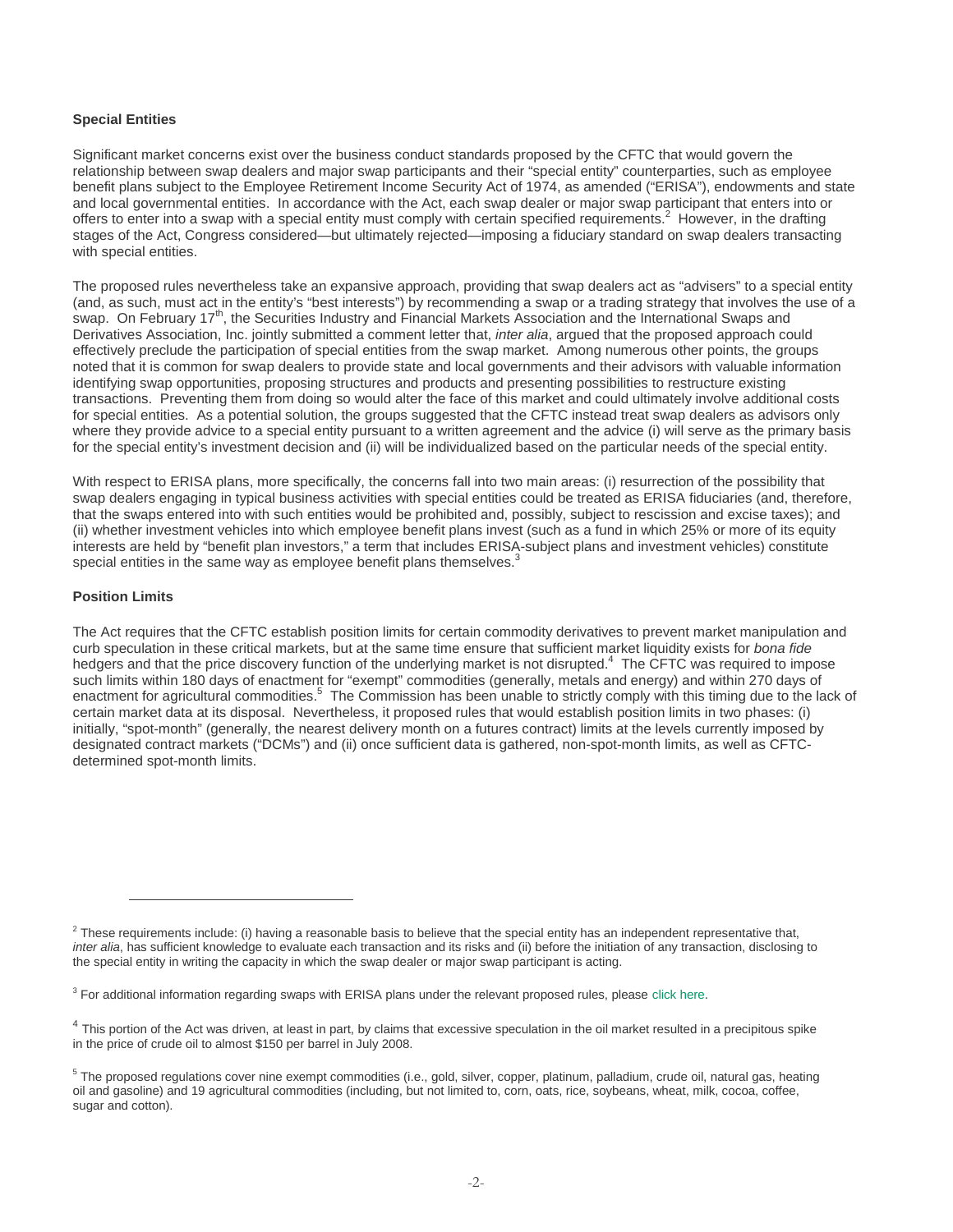**Special Entities**

Significant market concerns exist over the business conduct standards proposed by the CFTC that would govern the relationship between swap dealers and major swap participants and their "special entity" counterparties, such as employee benefit plans subject to the Employee Retirement Income Security Act of 1974, as amended ("ERISA"), endowments and state and local governmental entities. In accordance with the Act, each swap dealer or major swap participant that enters into or offers to enter into a swap with a special entity must comply with certain specified requirements.[2] However, in the drafting stages of the Act, Congress considered—but ultimately rejected—imposing a fiduciary standard on swap dealers transacting with special entities.

The proposed rules nevertheless take an expansive approach, providing that swap dealers act as "advisers" to a special entity (and, as such, must act in the entity's "best interests") by recommending a swap or a trading strategy that involves the use of a swap. On February 17th, the Securities Industry and Financial Markets Association and the International Swaps and Derivatives Association, Inc. jointly submitted a comment letter that, *inter alia*, argued that the proposed approach could effectively preclude the participation of special entities from the swap market. Among numerous other points, the groups noted that it is common for swap dealers to provide state and local governments and their advisors with valuable information identifying swap opportunities, proposing structures and products and presenting possibilities to restructure existing transactions. Preventing them from doing so would alter the face of this market and could ultimately involve additional costs for special entities. As a potential solution, the groups suggested that the CFTC instead treat swap dealers as advisors only where they provide advice to a special entity pursuant to a written agreement and the advice (i) will serve as the primary basis for the special entity's investment decision and (ii) will be individualized based on the particular needs of the special entity.

With respect to ERISA plans, more specifically, the concerns fall into two main areas: (i) resurrection of the possibility that swap dealers engaging in typical business activities with special entities could be treated as ERISA fiduciaries (and, therefore, that the swaps entered into with such entities would be prohibited and, possibly, subject to rescission and excise taxes); and (ii) whether investment vehicles into which employee benefit plans invest (such as a fund in which 25% or more of its equity interests are held by "benefit plan investors," a term that includes ERISA-subject plans and investment vehicles) constitute special entities in the same way as employee benefit plans themselves.[3]

**Position Limits**

The Act requires that the CFTC establish position limits for certain commodity derivatives to prevent market manipulation and curb speculation in these critical markets, but at the same time ensure that sufficient market liquidity exists for *bona fide* hedgers and that the price discovery function of the underlying market is not disrupted.[4] The CFTC was required to impose such limits within 180 days of enactment for "exempt" commodities (generally, metals and energy) and within 270 days of enactment for agricultural commodities.[5] The Commission has been unable to strictly comply with this timing due to the lack of certain market data at its disposal. Nevertheless, it proposed rules that would establish position limits in two phases: (i) initially, "spot-month" (generally, the nearest delivery month on a futures contract) limits at the levels currently imposed by designated contract markets ("DCMs") and (ii) once sufficient data is gathered, non-spot-month limits, as well as CFTC-determined spot-month limits.

---

[2] These requirements include: (i) having a reasonable basis to believe that the special entity has an independent representative that, *inter alia*, has sufficient knowledge to evaluate each transaction and its risks and (ii) before the initiation of any transaction, disclosing to the special entity in writing the capacity in which the swap dealer or major swap participant is acting.

[3] For additional information regarding swaps with ERISA plans under the relevant proposed rules, please click here.

[4] This portion of the Act was driven, at least in part, by claims that excessive speculation in the oil market resulted in a precipitous spike in the price of crude oil to almost $150 per barrel in July 2008.

[5] The proposed regulations cover nine exempt commodities (i.e., gold, silver, copper, platinum, palladium, crude oil, natural gas, heating oil and gasoline) and 19 agricultural commodities (including, but not limited to, corn, oats, rice, soybeans, wheat, milk, cocoa, coffee, sugar and cotton).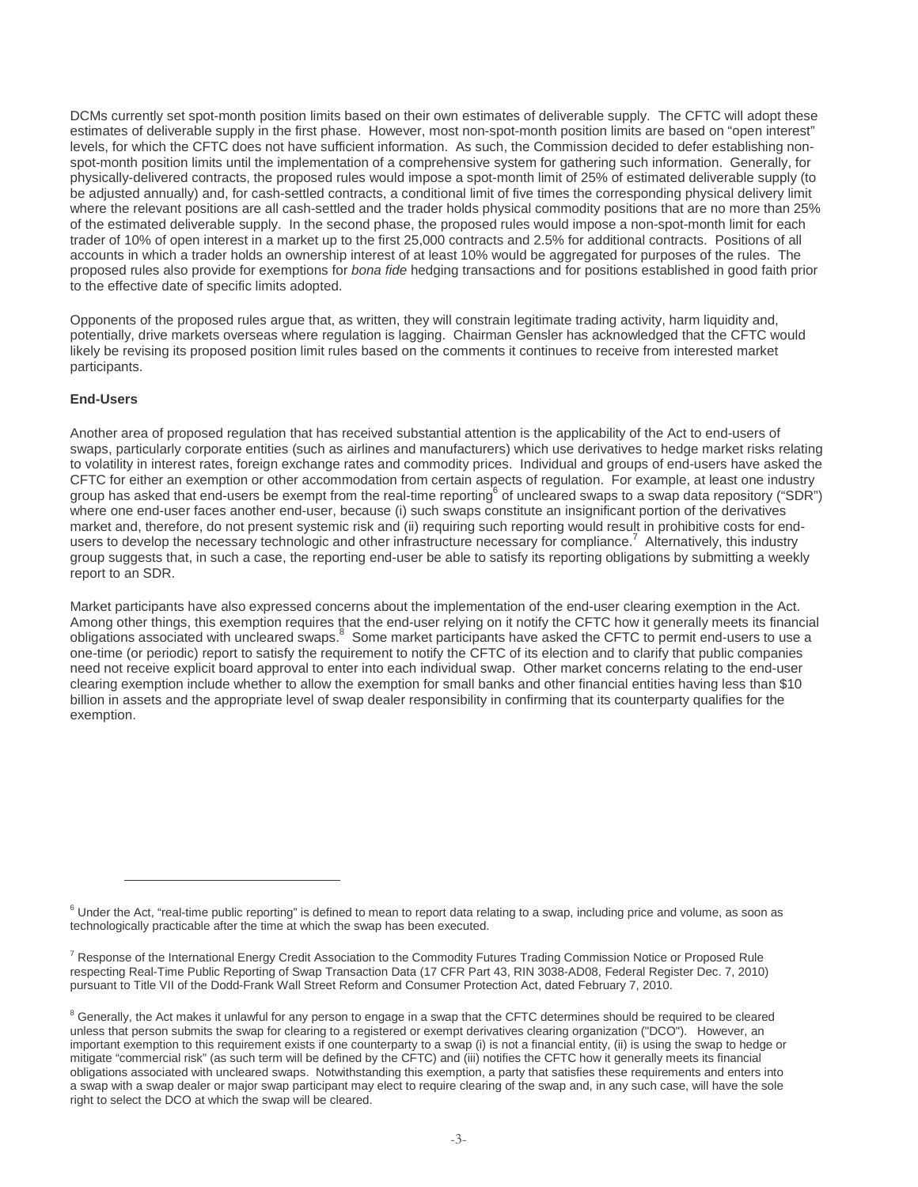DCMs currently set spot-month position limits based on their own estimates of deliverable supply. The CFTC will adopt these estimates of deliverable supply in the first phase. However, most non-spot-month position limits are based on "open interest" levels, for which the CFTC does not have sufficient information. As such, the Commission decided to defer establishing non-spot-month position limits until the implementation of a comprehensive system for gathering such information. Generally, for physically-delivered contracts, the proposed rules would impose a spot-month limit of 25% of estimated deliverable supply (to be adjusted annually) and, for cash-settled contracts, a conditional limit of five times the corresponding physical delivery limit where the relevant positions are all cash-settled and the trader holds physical commodity positions that are no more than 25% of the estimated deliverable supply. In the second phase, the proposed rules would impose a non-spot-month limit for each trader of 10% of open interest in a market up to the first 25,000 contracts and 2.5% for additional contracts. Positions of all accounts in which a trader holds an ownership interest of at least 10% would be aggregated for purposes of the rules. The proposed rules also provide for exemptions for *bona fide* hedging transactions and for positions established in good faith prior to the effective date of specific limits adopted.

Opponents of the proposed rules argue that, as written, they will constrain legitimate trading activity, harm liquidity and, potentially, drive markets overseas where regulation is lagging. Chairman Gensler has acknowledged that the CFTC would likely be revising its proposed position limit rules based on the comments it continues to receive from interested market participants.

**End-Users**

Another area of proposed regulation that has received substantial attention is the applicability of the Act to end-users of swaps, particularly corporate entities (such as airlines and manufacturers) which use derivatives to hedge market risks relating to volatility in interest rates, foreign exchange rates and commodity prices. Individual and groups of end-users have asked the CFTC for either an exemption or other accommodation from certain aspects of regulation. For example, at least one industry group has asked that end-users be exempt from the real-time reporting[6] of uncleared swaps to a swap data repository ("SDR") where one end-user faces another end-user, because (i) such swaps constitute an insignificant portion of the derivatives market and, therefore, do not present systemic risk and (ii) requiring such reporting would result in prohibitive costs for end-users to develop the necessary technologic and other infrastructure necessary for compliance.[7] Alternatively, this industry group suggests that, in such a case, the reporting end-user be able to satisfy its reporting obligations by submitting a weekly report to an SDR.

Market participants have also expressed concerns about the implementation of the end-user clearing exemption in the Act. Among other things, this exemption requires that the end-user relying on it notify the CFTC how it generally meets its financial obligations associated with uncleared swaps.[8] Some market participants have asked the CFTC to permit end-users to use a one-time (or periodic) report to satisfy the requirement to notify the CFTC of its election and to clarify that public companies need not receive explicit board approval to enter into each individual swap. Other market concerns relating to the end-user clearing exemption include whether to allow the exemption for small banks and other financial entities having less than $10 billion in assets and the appropriate level of swap dealer responsibility in confirming that its counterparty qualifies for the exemption.

---

[6] Under the Act, "real-time public reporting" is defined to mean to report data relating to a swap, including price and volume, as soon as technologically practicable after the time at which the swap has been executed.

[7] Response of the International Energy Credit Association to the Commodity Futures Trading Commission Notice or Proposed Rule respecting Real-Time Public Reporting of Swap Transaction Data (17 CFR Part 43, RIN 3038-AD08, Federal Register Dec. 7, 2010) pursuant to Title VII of the Dodd-Frank Wall Street Reform and Consumer Protection Act, dated February 7, 2010.

[8] Generally, the Act makes it unlawful for any person to engage in a swap that the CFTC determines should be required to be cleared unless that person submits the swap for clearing to a registered or exempt derivatives clearing organization ("DCO"). However, an important exemption to this requirement exists if one counterparty to a swap (i) is not a financial entity, (ii) is using the swap to hedge or mitigate "commercial risk" (as such term will be defined by the CFTC) and (iii) notifies the CFTC how it generally meets its financial obligations associated with uncleared swaps. Notwithstanding this exemption, a party that satisfies these requirements and enters into a swap with a swap dealer or major swap participant may elect to require clearing of the swap and, in any such case, will have the sole right to select the DCO at which the swap will be cleared.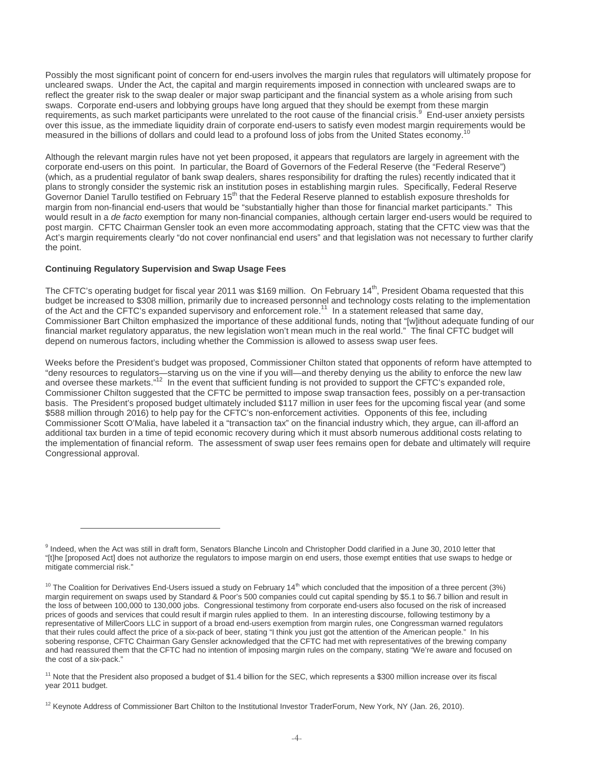Possibly the most significant point of concern for end-users involves the margin rules that regulators will ultimately propose for uncleared swaps. Under the Act, the capital and margin requirements imposed in connection with uncleared swaps are to reflect the greater risk to the swap dealer or major swap participant and the financial system as a whole arising from such swaps. Corporate end-users and lobbying groups have long argued that they should be exempt from these margin requirements, as such market participants were unrelated to the root cause of the financial crisis.[9] End-user anxiety persists over this issue, as the immediate liquidity drain of corporate end-users to satisfy even modest margin requirements would be measured in the billions of dollars and could lead to a profound loss of jobs from the United States economy.[10]

Although the relevant margin rules have not yet been proposed, it appears that regulators are largely in agreement with the corporate end-users on this point. In particular, the Board of Governors of the Federal Reserve (the "Federal Reserve") (which, as a prudential regulator of bank swap dealers, shares responsibility for drafting the rules) recently indicated that it plans to strongly consider the systemic risk an institution poses in establishing margin rules. Specifically, Federal Reserve Governor Daniel Tarullo testified on February 15th that the Federal Reserve planned to establish exposure thresholds for margin from non-financial end-users that would be "substantially higher than those for financial market participants." This would result in a *de facto* exemption for many non-financial companies, although certain larger end-users would be required to post margin. CFTC Chairman Gensler took an even more accommodating approach, stating that the CFTC view was that the Act's margin requirements clearly "do not cover nonfinancial end users" and that legislation was not necessary to further clarify the point.

**Continuing Regulatory Supervision and Swap Usage Fees**

The CFTC's operating budget for fiscal year 2011 was $169 million. On February 14th, President Obama requested that this budget be increased to $308 million, primarily due to increased personnel and technology costs relating to the implementation of the Act and the CFTC's expanded supervisory and enforcement role.[11] In a statement released that same day, Commissioner Bart Chilton emphasized the importance of these additional funds, noting that "[w]ithout adequate funding of our financial market regulatory apparatus, the new legislation won't mean much in the real world." The final CFTC budget will depend on numerous factors, including whether the Commission is allowed to assess swap user fees.

Weeks before the President's budget was proposed, Commissioner Chilton stated that opponents of reform have attempted to "deny resources to regulators—starving us on the vine if you will—and thereby denying us the ability to enforce the new law and oversee these markets."[12] In the event that sufficient funding is not provided to support the CFTC's expanded role, Commissioner Chilton suggested that the CFTC be permitted to impose swap transaction fees, possibly on a per-transaction basis. The President's proposed budget ultimately included $117 million in user fees for the upcoming fiscal year (and some $588 million through 2016) to help pay for the CFTC's non-enforcement activities. Opponents of this fee, including Commissioner Scott O'Malia, have labeled it a "transaction tax" on the financial industry which, they argue, can ill-afford an additional tax burden in a time of tepid economic recovery during which it must absorb numerous additional costs relating to the implementation of financial reform. The assessment of swap user fees remains open for debate and ultimately will require Congressional approval.

---

[9] Indeed, when the Act was still in draft form, Senators Blanche Lincoln and Christopher Dodd clarified in a June 30, 2010 letter that "[t]he [proposed Act] does not authorize the regulators to impose margin on end users, those exempt entities that use swaps to hedge or mitigate commercial risk."

[10] The Coalition for Derivatives End-Users issued a study on February 14th which concluded that the imposition of a three percent (3%) margin requirement on swaps used by Standard & Poor's 500 companies could cut capital spending by $5.1 to $6.7 billion and result in the loss of between 100,000 to 130,000 jobs. Congressional testimony from corporate end-users also focused on the risk of increased prices of goods and services that could result if margin rules applied to them. In an interesting discourse, following testimony by a representative of MillerCoors LLC in support of a broad end-users exemption from margin rules, one Congressman warned regulators that their rules could affect the price of a six-pack of beer, stating "I think you just got the attention of the American people." In his sobering response, CFTC Chairman Gary Gensler acknowledged that the CFTC had met with representatives of the brewing company and had reassured them that the CFTC had no intention of imposing margin rules on the company, stating "We're aware and focused on the cost of a six-pack."

[11] Note that the President also proposed a budget of $1.4 billion for the SEC, which represents a $300 million increase over its fiscal year 2011 budget.

[12] Keynote Address of Commissioner Bart Chilton to the Institutional Investor TraderForum, New York, NY (Jan. 26, 2010).